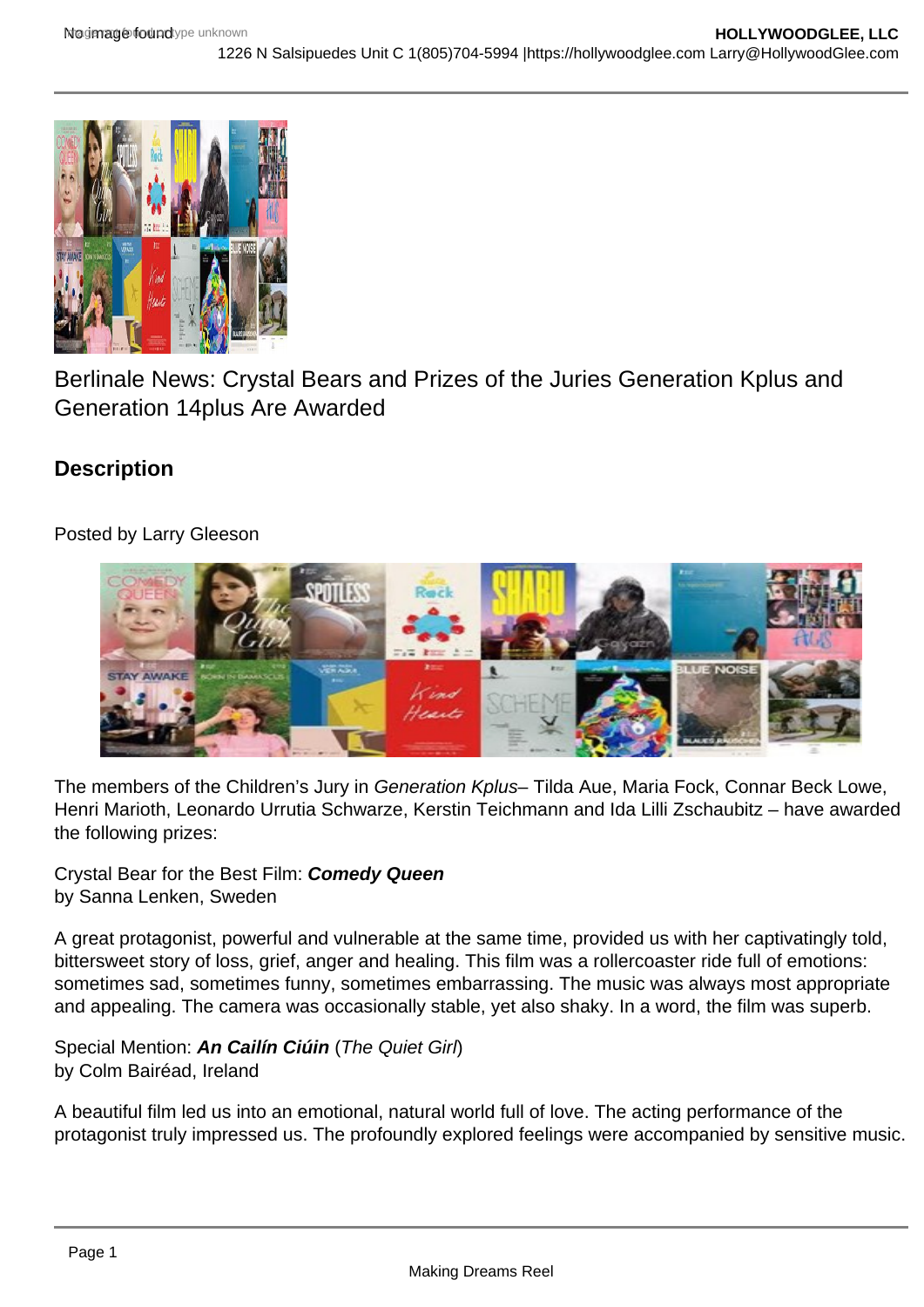Berlinale News: Crystal Bears and Prizes of the Juries Generation Kplus and Generation 14plus Are Awarded

## Description

Posted by Larry Gleeson

The members of the Children's Jury in *Generation Kplus*– Tilda Aue, Maria Fock, Connar Beck Lowe, Henri Marioth, Leonardo Urrutia Schwarze, Kerstin Teichmann and Ida Lilli Zschaubitz – have awarded the following prizes:

Crystal Bear for the Best Film: ***Comedy Queen***
by Sanna Lenken, Sweden

A great protagonist, powerful and vulnerable at the same time, provided us with her captivatingly told, bittersweet story of loss, grief, anger and healing. This film was a rollercoaster ride full of emotions: sometimes sad, sometimes funny, sometimes embarrassing. The music was always most appropriate and appealing. The camera was occasionally stable, yet also shaky. In a word, the film was superb.

Special Mention: ***An Cailín Ciúin*** (*The Quiet Girl*)
by Colm Bairéad, Ireland

A beautiful film led us into an emotional, natural world full of love. The acting performance of the protagonist truly impressed us. The profoundly explored feelings were accompanied by sensitive music.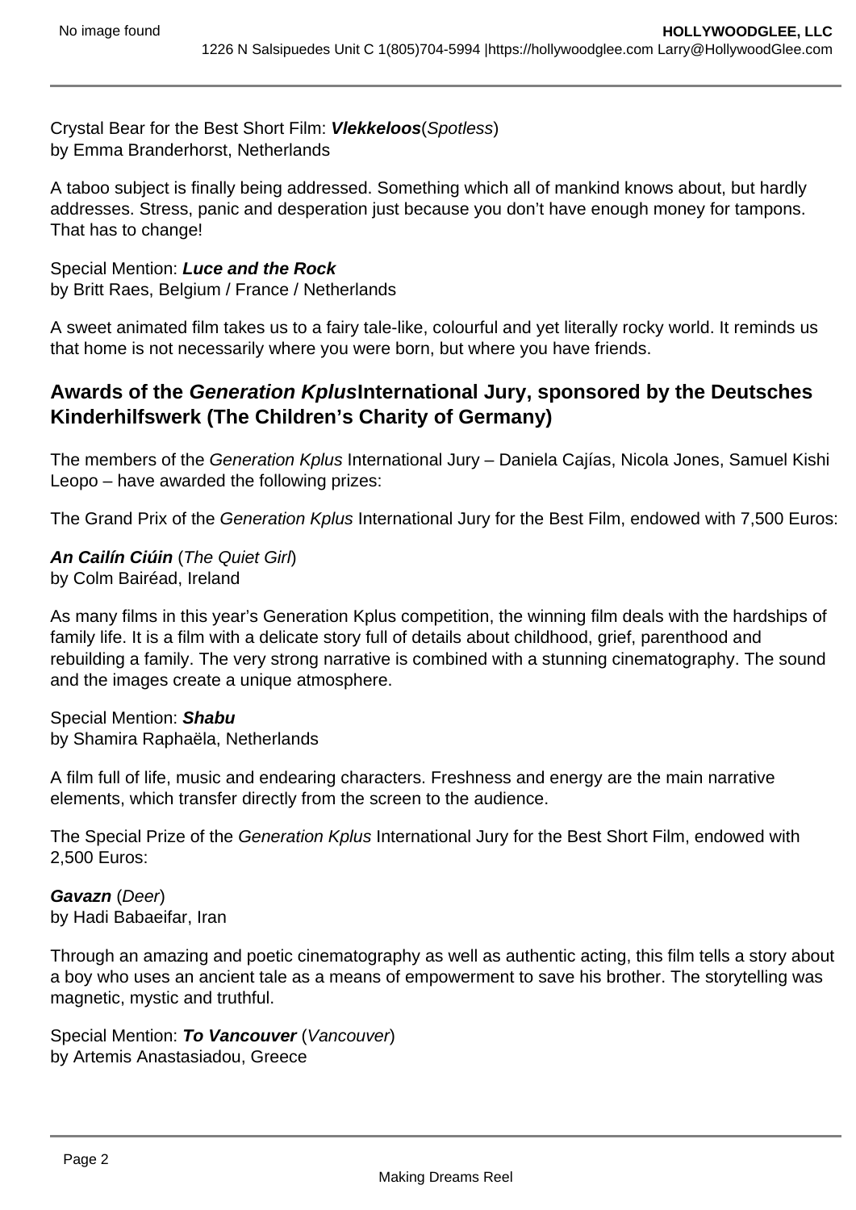Crystal Bear for the Best Short Film: ***Vlekkeloos***(*Spotless*)
by Emma Branderhorst, Netherlands

A taboo subject is finally being addressed. Something which all of mankind knows about, but hardly addresses. Stress, panic and desperation just because you don't have enough money for tampons. That has to change!

Special Mention: ***Luce and the Rock***
by Britt Raes, Belgium / France / Netherlands

A sweet animated film takes us to a fairy tale-like, colourful and yet literally rocky world. It reminds us that home is not necessarily where you were born, but where you have friends.

## Awards of the *Generation Kplus*International Jury, sponsored by the Deutsches Kinderhilfswerk (The Children's Charity of Germany)

The members of the *Generation Kplus* International Jury – Daniela Cajías, Nicola Jones, Samuel Kishi Leopo – have awarded the following prizes:

The Grand Prix of the *Generation Kplus* International Jury for the Best Film, endowed with 7,500 Euros:

***An Cailín Ciúin*** (*The Quiet Girl*)
by Colm Bairéad, Ireland

As many films in this year's Generation Kplus competition, the winning film deals with the hardships of family life. It is a film with a delicate story full of details about childhood, grief, parenthood and rebuilding a family. The very strong narrative is combined with a stunning cinematography. The sound and the images create a unique atmosphere.

Special Mention: ***Shabu***
by Shamira Raphaëla, Netherlands

A film full of life, music and endearing characters. Freshness and energy are the main narrative elements, which transfer directly from the screen to the audience.

The Special Prize of the *Generation Kplus* International Jury for the Best Short Film, endowed with 2,500 Euros:

***Gavazn*** (*Deer*)
by Hadi Babaeifar, Iran

Through an amazing and poetic cinematography as well as authentic acting, this film tells a story about a boy who uses an ancient tale as a means of empowerment to save his brother. The storytelling was magnetic, mystic and truthful.

Special Mention: ***To Vancouver*** (*Vancouver*)
by Artemis Anastasiadou, Greece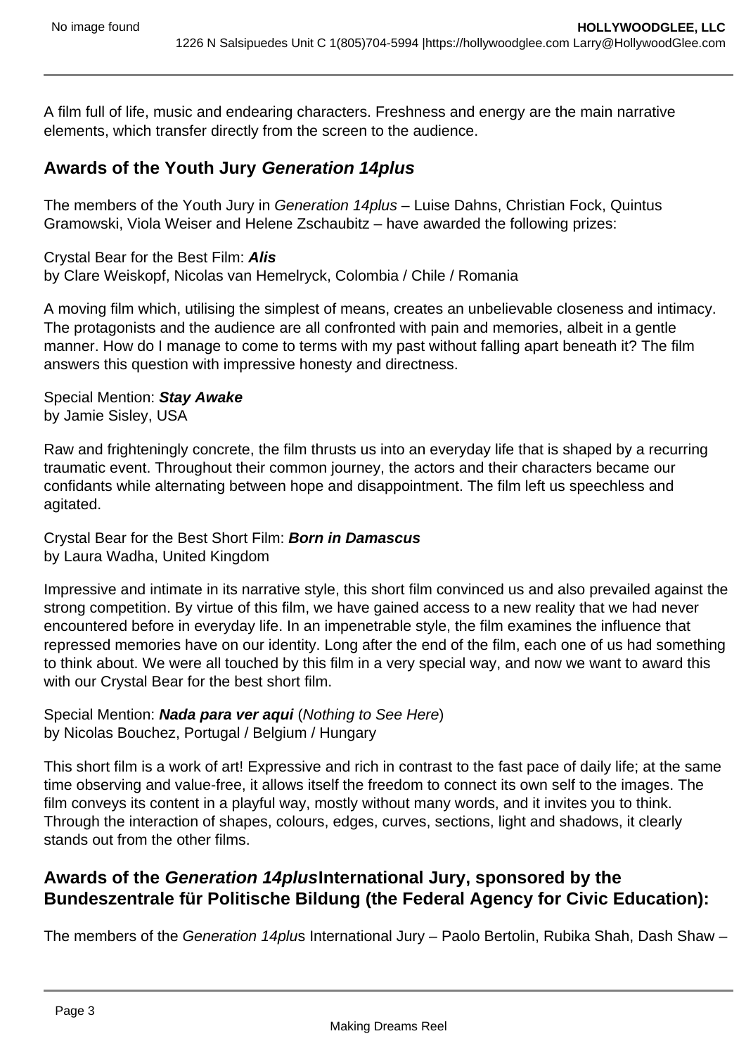A film full of life, music and endearing characters. Freshness and energy are the main narrative elements, which transfer directly from the screen to the audience.

## Awards of the Youth Jury *Generation 14plus*

The members of the Youth Jury in *Generation 14plus* – Luise Dahns, Christian Fock, Quintus Gramowski, Viola Weiser and Helene Zschaubitz – have awarded the following prizes:

Crystal Bear for the Best Film: ***Alis***
by Clare Weiskopf, Nicolas van Hemelryck, Colombia / Chile / Romania

A moving film which, utilising the simplest of means, creates an unbelievable closeness and intimacy. The protagonists and the audience are all confronted with pain and memories, albeit in a gentle manner. How do I manage to come to terms with my past without falling apart beneath it? The film answers this question with impressive honesty and directness.

Special Mention: ***Stay Awake***
by Jamie Sisley, USA

Raw and frighteningly concrete, the film thrusts us into an everyday life that is shaped by a recurring traumatic event. Throughout their common journey, the actors and their characters became our confidants while alternating between hope and disappointment. The film left us speechless and agitated.

Crystal Bear for the Best Short Film: ***Born in Damascus***
by Laura Wadha, United Kingdom

Impressive and intimate in its narrative style, this short film convinced us and also prevailed against the strong competition. By virtue of this film, we have gained access to a new reality that we had never encountered before in everyday life. In an impenetrable style, the film examines the influence that repressed memories have on our identity. Long after the end of the film, each one of us had something to think about. We were all touched by this film in a very special way, and now we want to award this with our Crystal Bear for the best short film.

Special Mention: ***Nada para ver aqui*** (*Nothing to See Here*)
by Nicolas Bouchez, Portugal / Belgium / Hungary

This short film is a work of art! Expressive and rich in contrast to the fast pace of daily life; at the same time observing and value-free, it allows itself the freedom to connect its own self to the images. The film conveys its content in a playful way, mostly without many words, and it invites you to think. Through the interaction of shapes, colours, edges, curves, sections, light and shadows, it clearly stands out from the other films.

## Awards of the *Generation 14plus* International Jury, sponsored by the Bundeszentrale für Politische Bildung (the Federal Agency for Civic Education):

The members of the *Generation 14plus* International Jury – Paolo Bertolin, Rubika Shah, Dash Shaw –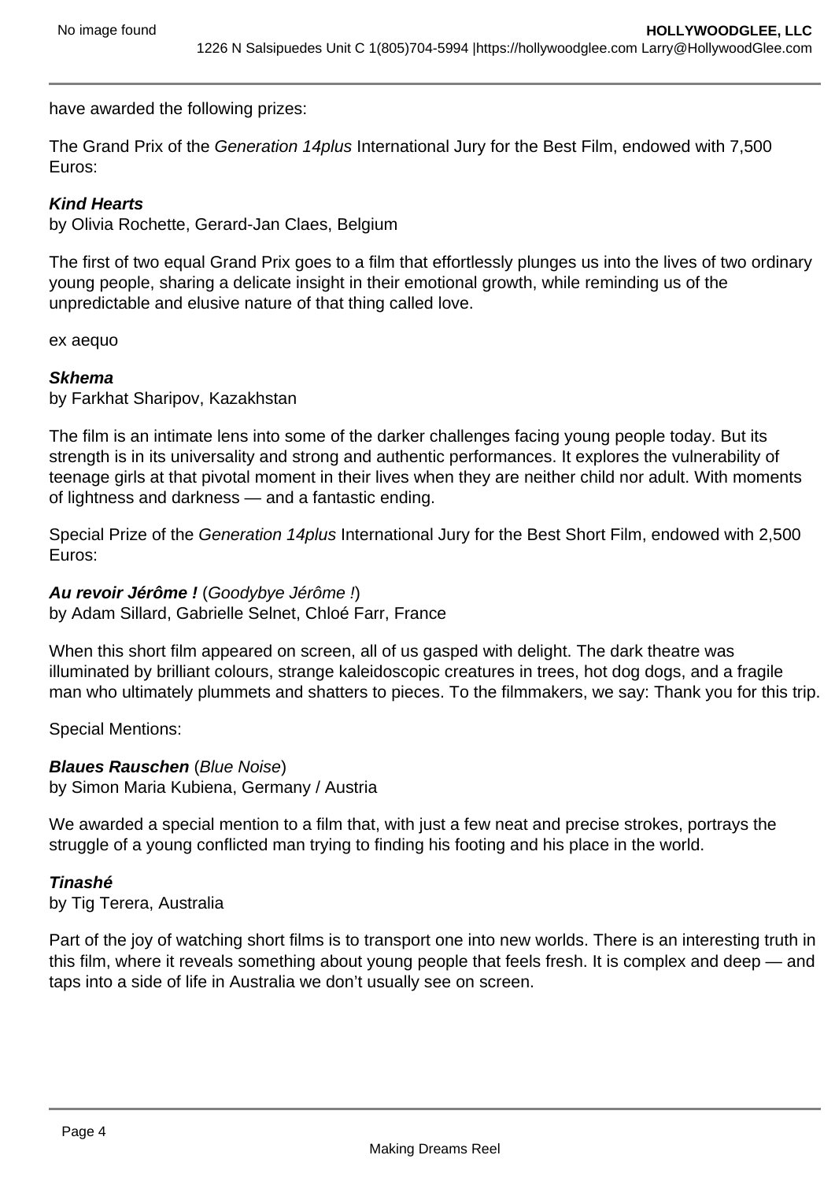have awarded the following prizes:

The Grand Prix of the *Generation 14plus* International Jury for the Best Film, endowed with 7,500 Euros:

***Kind Hearts***
by Olivia Rochette, Gerard-Jan Claes, Belgium

The first of two equal Grand Prix goes to a film that effortlessly plunges us into the lives of two ordinary young people, sharing a delicate insight in their emotional growth, while reminding us of the unpredictable and elusive nature of that thing called love.

ex aequo

***Skhema***
by Farkhat Sharipov, Kazakhstan

The film is an intimate lens into some of the darker challenges facing young people today. But its strength is in its universality and strong and authentic performances. It explores the vulnerability of teenage girls at that pivotal moment in their lives when they are neither child nor adult. With moments of lightness and darkness — and a fantastic ending.

Special Prize of the *Generation 14plus* International Jury for the Best Short Film, endowed with 2,500 Euros:

***Au revoir Jérôme !*** (*Goodybye Jérôme !*)
by Adam Sillard, Gabrielle Selnet, Chloé Farr, France

When this short film appeared on screen, all of us gasped with delight. The dark theatre was illuminated by brilliant colours, strange kaleidoscopic creatures in trees, hot dog dogs, and a fragile man who ultimately plummets and shatters to pieces. To the filmmakers, we say: Thank you for this trip.

Special Mentions:

***Blaues Rauschen*** (*Blue Noise*)
by Simon Maria Kubiena, Germany / Austria

We awarded a special mention to a film that, with just a few neat and precise strokes, portrays the struggle of a young conflicted man trying to finding his footing and his place in the world.

***Tinashé***
by Tig Terera, Australia

Part of the joy of watching short films is to transport one into new worlds. There is an interesting truth in this film, where it reveals something about young people that feels fresh. It is complex and deep — and taps into a side of life in Australia we don't usually see on screen.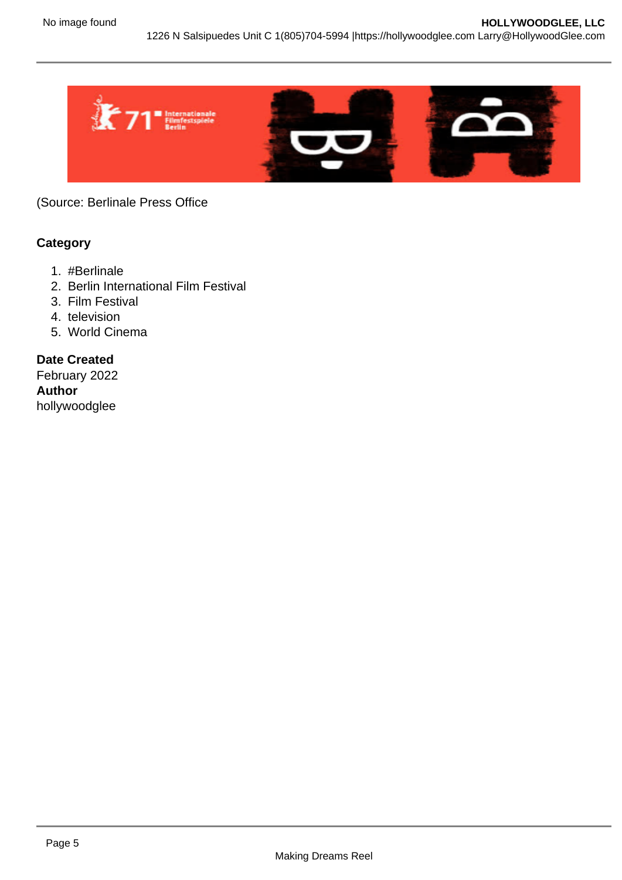(Source: Berlinale Press Office

**Category**

1. #Berlinale
2. Berlin International Film Festival
3. Film Festival
4. television
5. World Cinema

**Date Created**
February 2022
**Author**
hollywoodglee